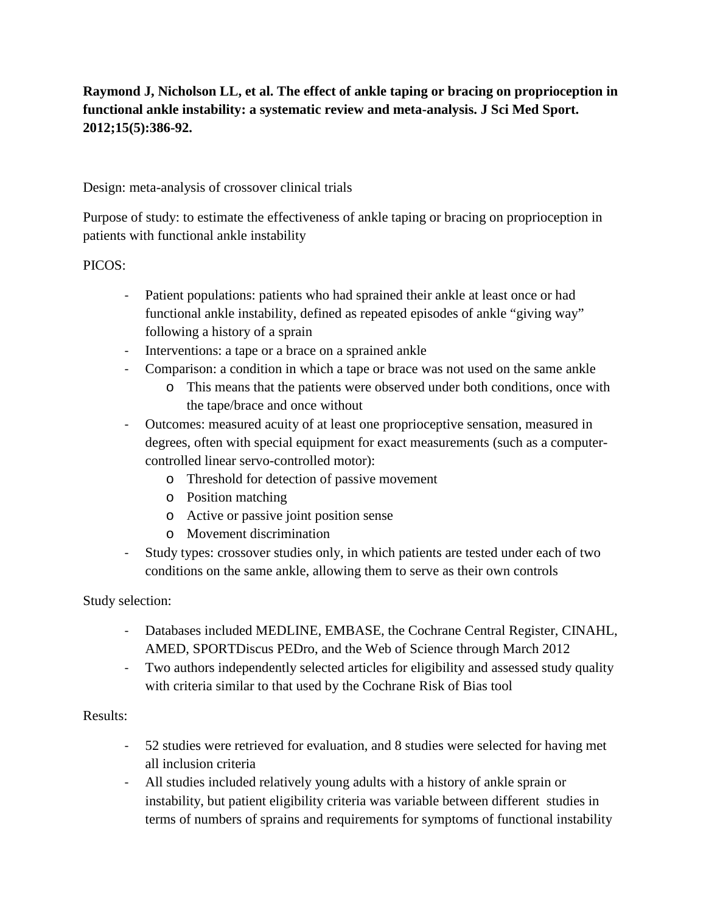**Raymond J, Nicholson LL, et al. The effect of ankle taping or bracing on proprioception in functional ankle instability: a systematic review and meta-analysis. J Sci Med Sport. 2012;15(5):386-92.**

Design: meta-analysis of crossover clinical trials

Purpose of study: to estimate the effectiveness of ankle taping or bracing on proprioception in patients with functional ankle instability

PICOS:

- Patient populations: patients who had sprained their ankle at least once or had functional ankle instability, defined as repeated episodes of ankle "giving way" following a history of a sprain
- Interventions: a tape or a brace on a sprained ankle
- Comparison: a condition in which a tape or brace was not used on the same ankle
  - This means that the patients were observed under both conditions, once with the tape/brace and once without
- Outcomes: measured acuity of at least one proprioceptive sensation, measured in degrees, often with special equipment for exact measurements (such as a computer-controlled linear servo-controlled motor):
  - Threshold for detection of passive movement
  - Position matching
  - Active or passive joint position sense
  - Movement discrimination
- Study types: crossover studies only, in which patients are tested under each of two conditions on the same ankle, allowing them to serve as their own controls

Study selection:

- Databases included MEDLINE, EMBASE, the Cochrane Central Register, CINAHL, AMED, SPORTDiscus PEDro, and the Web of Science through March 2012
- Two authors independently selected articles for eligibility and assessed study quality with criteria similar to that used by the Cochrane Risk of Bias tool

Results:

- 52 studies were retrieved for evaluation, and 8 studies were selected for having met all inclusion criteria
- All studies included relatively young adults with a history of ankle sprain or instability, but patient eligibility criteria was variable between different studies in terms of numbers of sprains and requirements for symptoms of functional instability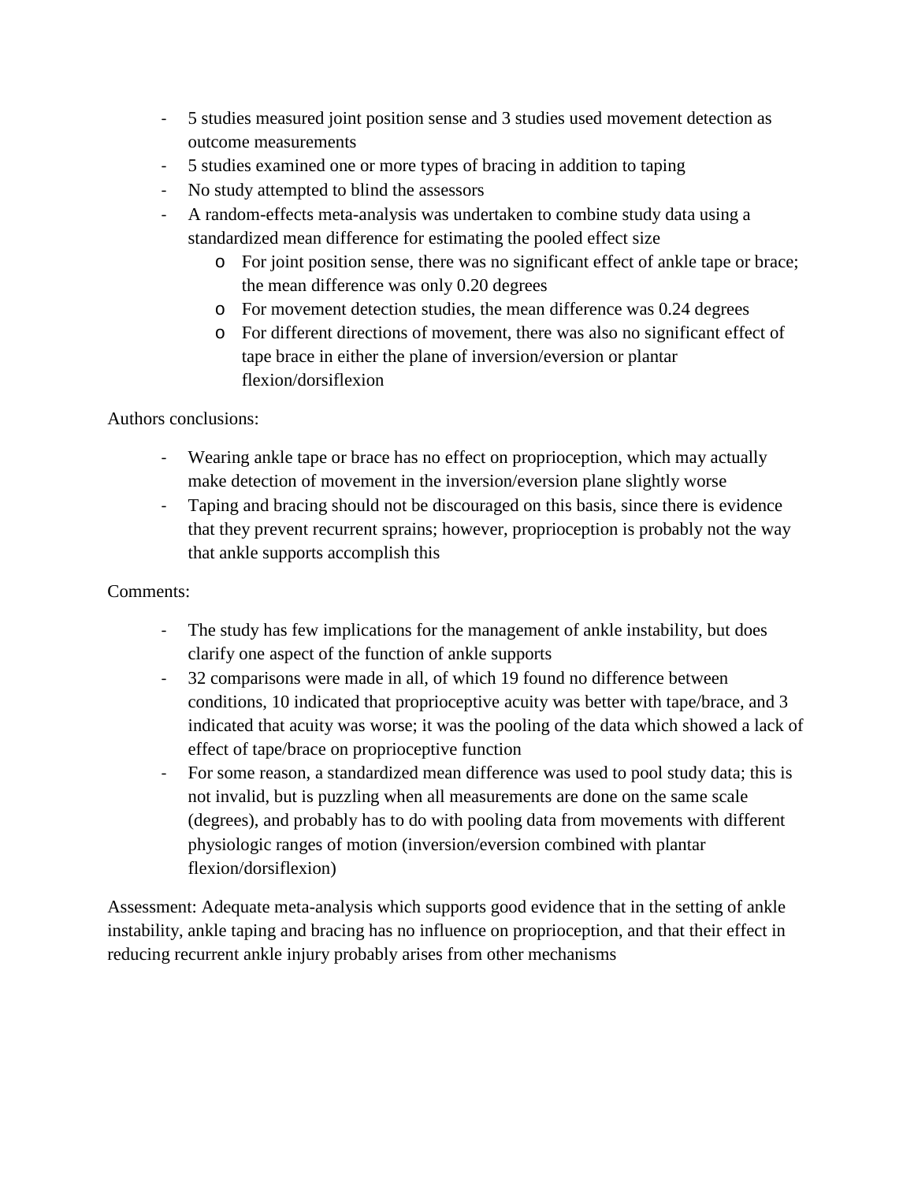- 5 studies measured joint position sense and 3 studies used movement detection as outcome measurements
- 5 studies examined one or more types of bracing in addition to taping
- No study attempted to blind the assessors
- A random-effects meta-analysis was undertaken to combine study data using a standardized mean difference for estimating the pooled effect size
    - For joint position sense, there was no significant effect of ankle tape or brace; the mean difference was only 0.20 degrees
    - For movement detection studies, the mean difference was 0.24 degrees
    - For different directions of movement, there was also no significant effect of tape brace in either the plane of inversion/eversion or plantar flexion/dorsiflexion

Authors conclusions:

- Wearing ankle tape or brace has no effect on proprioception, which may actually make detection of movement in the inversion/eversion plane slightly worse
- Taping and bracing should not be discouraged on this basis, since there is evidence that they prevent recurrent sprains; however, proprioception is probably not the way that ankle supports accomplish this

Comments:

- The study has few implications for the management of ankle instability, but does clarify one aspect of the function of ankle supports
- 32 comparisons were made in all, of which 19 found no difference between conditions, 10 indicated that proprioceptive acuity was better with tape/brace, and 3 indicated that acuity was worse; it was the pooling of the data which showed a lack of effect of tape/brace on proprioceptive function
- For some reason, a standardized mean difference was used to pool study data; this is not invalid, but is puzzling when all measurements are done on the same scale (degrees), and probably has to do with pooling data from movements with different physiologic ranges of motion (inversion/eversion combined with plantar flexion/dorsiflexion)

Assessment: Adequate meta-analysis which supports good evidence that in the setting of ankle instability, ankle taping and bracing has no influence on proprioception, and that their effect in reducing recurrent ankle injury probably arises from other mechanisms